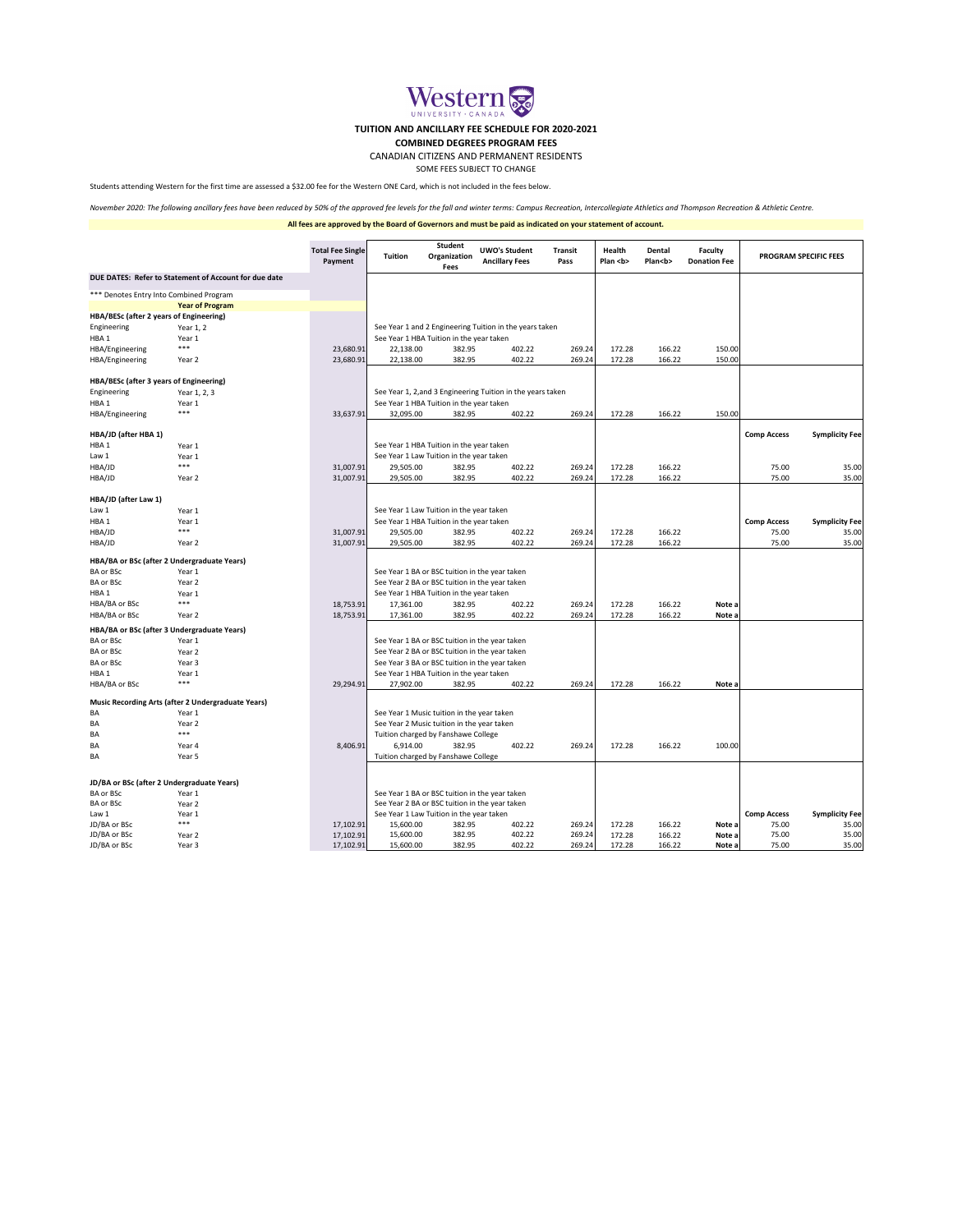# TUITION AND ANCILLARY FEE SCHEDULE FOR 2020-2021

## COMBINED DEGREES PROGRAM FEES

CANADIAN CITIZENS AND PERMANENT RESIDENTS

SOME FEES SUBJECT TO CHANGE

Students attending Western for the first time are assessed a $32.00 fee for the Western ONE Card, which is not included in the fees below.

*November 2020: The following ancillary fees have been reduced by 50% of the approved fee levels for the fall and winter terms: Campus Recreation, Intercollegiate Athletics and Thompson Recreation & Athletic Centre.*

**All fees are approved by the Board of Governors and must be paid as indicated on your statement of account.**

| | | Total Fee Single Payment | Tuition | Student Organization Fees | UWO's Student Ancillary Fees | Transit Pass | Health Plan <b> | Dental Plan<b> | Faculty Donation Fee | PROGRAM SPECIFIC FEES | |
|---|---|---|---|---|---|---|---|---|---|---|---|
| **DUE DATES: Refer to Statement of Account for due date** | | | | | | | | | | | |
| *** Denotes Entry Into Combined Program | | | | | | | | | | | |
| | **Year of Program** | | | | | | | | | | |
| **HBA/BESc (after 2 years of Engineering)** | | | | | | | | | | | |
| Engineering | Year 1, 2 | | See Year 1 and 2 Engineering Tuition in the years taken | | | | | | | | |
| HBA 1 | Year 1 | | See Year 1 HBA Tuition in the year taken | | | | | | | | |
| HBA/Engineering | *** | 23,680.91 | 22,138.00 | 382.95 | 402.22 | 269.24 | 172.28 | 166.22 | 150.00 | | |
| HBA/Engineering | Year 2 | 23,680.91 | 22,138.00 | 382.95 | 402.22 | 269.24 | 172.28 | 166.22 | 150.00 | | |
| **HBA/BESc (after 3 years of Engineering)** | | | | | | | | | | | |
| Engineering | Year 1, 2, 3 | | See Year 1, 2,and 3 Engineering Tuition in the years taken | | | | | | | | |
| HBA 1 | Year 1 | | See Year 1 HBA Tuition in the year taken | | | | | | | | |
| HBA/Engineering | *** | 33,637.91 | 32,095.00 | 382.95 | 402.22 | 269.24 | 172.28 | 166.22 | 150.00 | | |
| **HBA/JD (after HBA 1)** | | | | | | | | | | **Comp Access** | **Symplicity Fee** |
| HBA 1 | Year 1 | | See Year 1 HBA Tuition in the year taken | | | | | | | | |
| Law 1 | Year 1 | | See Year 1 Law Tuition in the year taken | | | | | | | | |
| HBA/JD | *** | 31,007.91 | 29,505.00 | 382.95 | 402.22 | 269.24 | 172.28 | 166.22 | | 75.00 | 35.00 |
| HBA/JD | Year 2 | 31,007.91 | 29,505.00 | 382.95 | 402.22 | 269.24 | 172.28 | 166.22 | | 75.00 | 35.00 |
| **HBA/JD (after Law 1)** | | | | | | | | | | | |
| Law 1 | Year 1 | | See Year 1 Law Tuition in the year taken | | | | | | | | |
| HBA 1 | Year 1 | | See Year 1 HBA Tuition in the year taken | | | | | | | **Comp Access** | **Symplicity Fee** |
| HBA/JD | *** | 31,007.91 | 29,505.00 | 382.95 | 402.22 | 269.24 | 172.28 | 166.22 | | 75.00 | 35.00 |
| HBA/JD | Year 2 | 31,007.91 | 29,505.00 | 382.95 | 402.22 | 269.24 | 172.28 | 166.22 | | 75.00 | 35.00 |
| **HBA/BA or BSc (after 2 Undergraduate Years)** | | | | | | | | | | | |
| BA or BSc | Year 1 | | See Year 1 BA or BSC tuition in the year taken | | | | | | | | |
| BA or BSc | Year 2 | | See Year 2 BA or BSC tuition in the year taken | | | | | | | | |
| HBA 1 | Year 1 | | See Year 1 HBA Tuition in the year taken | | | | | | | | |
| HBA/BA or BSc | *** | 18,753.91 | 17,361.00 | 382.95 | 402.22 | 269.24 | 172.28 | 166.22 | Note a | | |
| HBA/BA or BSc | Year 2 | 18,753.91 | 17,361.00 | 382.95 | 402.22 | 269.24 | 172.28 | 166.22 | Note a | | |
| **HBA/BA or BSc (after 3 Undergraduate Years)** | | | | | | | | | | | |
| BA or BSc | Year 1 | | See Year 1 BA or BSC tuition in the year taken | | | | | | | | |
| BA or BSc | Year 2 | | See Year 2 BA or BSC tuition in the year taken | | | | | | | | |
| BA or BSc | Year 3 | | See Year 3 BA or BSC tuition in the year taken | | | | | | | | |
| HBA 1 | Year 1 | | See Year 1 HBA Tuition in the year taken | | | | | | | | |
| HBA/BA or BSc | *** | 29,294.91 | 27,902.00 | 382.95 | 402.22 | 269.24 | 172.28 | 166.22 | Note a | | |
| **Music Recording Arts (after 2 Undergraduate Years)** | | | | | | | | | | | |
| BA | Year 1 | | See Year 1 Music tuition in the year taken | | | | | | | | |
| BA | Year 2 | | See Year 2 Music tuition in the year taken | | | | | | | | |
| BA | *** | | Tuition charged by Fanshawe College | | | | | | | | |
| BA | Year 4 | 8,406.91 | 6,914.00 | 382.95 | 402.22 | 269.24 | 172.28 | 166.22 | 100.00 | | |
| BA | Year 5 | | Tuition charged by Fanshawe College | | | | | | | | |
| **JD/BA or BSc (after 2 Undergraduate Years)** | | | | | | | | | | | |
| BA or BSc | Year 1 | | See Year 1 BA or BSC tuition in the year taken | | | | | | | | |
| BA or BSc | Year 2 | | See Year 2 BA or BSC tuition in the year taken | | | | | | | | |
| Law 1 | Year 1 | | See Year 1 Law Tuition in the year taken | | | | | | | **Comp Access** | **Symplicity Fee** |
| JD/BA or BSc | *** | 17,102.91 | 15,600.00 | 382.95 | 402.22 | 269.24 | 172.28 | 166.22 | Note a | 75.00 | 35.00 |
| JD/BA or BSc | Year 2 | 17,102.91 | 15,600.00 | 382.95 | 402.22 | 269.24 | 172.28 | 166.22 | Note a | 75.00 | 35.00 |
| JD/BA or BSc | Year 3 | 17,102.91 | 15,600.00 | 382.95 | 402.22 | 269.24 | 172.28 | 166.22 | Note a | 75.00 | 35.00 |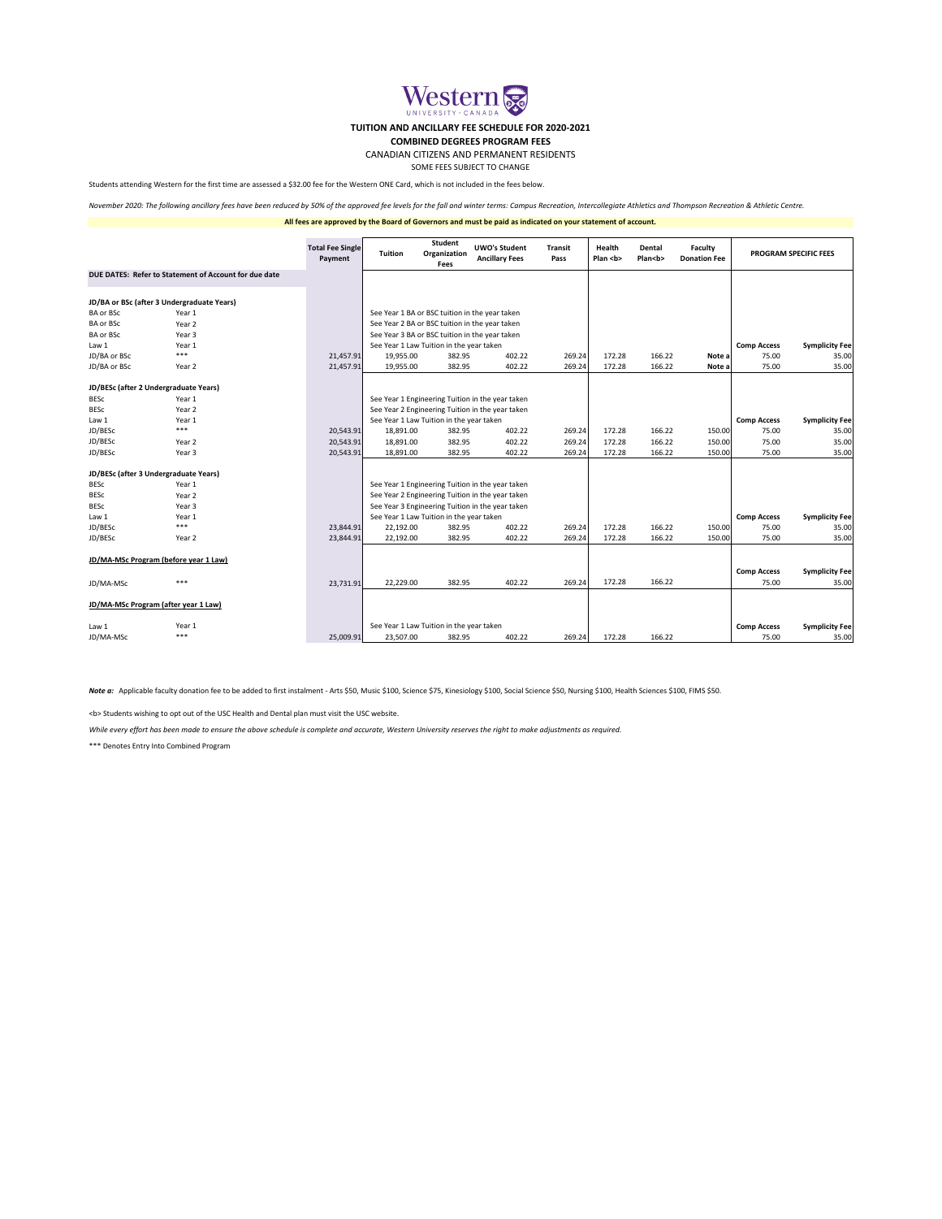TUITION AND ANCILLARY FEE SCHEDULE FOR 2020-2021

COMBINED DEGREES PROGRAM FEES

CANADIAN CITIZENS AND PERMANENT RESIDENTS

SOME FEES SUBJECT TO CHANGE

Students attending Western for the first time are assessed a $32.00 fee for the Western ONE Card, which is not included in the fees below.

*November 2020: The following ancillary fees have been reduced by 50% of the approved fee levels for the fall and winter terms: Campus Recreation, Intercollegiate Athletics and Thompson Recreation & Athletic Centre.*

**All fees are approved by the Board of Governors and must be paid as indicated on your statement of account.**

| | | Total Fee Single Payment | Tuition | Student Organization Fees | UWO's Student Ancillary Fees | Transit Pass | Health Plan <b> | Dental Plan<b> | Faculty Donation Fee | PROGRAM SPECIFIC FEES | |
|---|---|---|---|---|---|---|---|---|---|---|---|
| **DUE DATES: Refer to Statement of Account for due date** | | | | | | | | | | | |
| **JD/BA or BSc (after 3 Undergraduate Years)** | | | | | | | | | | | |
| BA or BSc | Year 1 | | See Year 1 BA or BSC tuition in the year taken | | | | | | | | |
| BA or BSc | Year 2 | | See Year 2 BA or BSC tuition in the year taken | | | | | | | | |
| BA or BSc | Year 3 | | See Year 3 BA or BSC tuition in the year taken | | | | | | | | |
| Law 1 | Year 1 | | See Year 1 Law Tuition in the year taken | | | | | | | **Comp Access** | **Symplicity Fee** |
| JD/BA or BSc | *** | 21,457.91 | 19,955.00 | 382.95 | 402.22 | 269.24 | 172.28 | 166.22 | **Note a** | 75.00 | 35.00 |
| JD/BA or BSc | Year 2 | 21,457.91 | 19,955.00 | 382.95 | 402.22 | 269.24 | 172.28 | 166.22 | **Note a** | 75.00 | 35.00 |
| **JD/BESc (after 2 Undergraduate Years)** | | | | | | | | | | | |
| BESc | Year 1 | | See Year 1 Engineering Tuition in the year taken | | | | | | | | |
| BESc | Year 2 | | See Year 2 Engineering Tuition in the year taken | | | | | | | | |
| Law 1 | Year 1 | | See Year 1 Law Tuition in the year taken | | | | | | | **Comp Access** | **Symplicity Fee** |
| JD/BESc | *** | 20,543.91 | 18,891.00 | 382.95 | 402.22 | 269.24 | 172.28 | 166.22 | 150.00 | 75.00 | 35.00 |
| JD/BESc | Year 2 | 20,543.91 | 18,891.00 | 382.95 | 402.22 | 269.24 | 172.28 | 166.22 | 150.00 | 75.00 | 35.00 |
| JD/BESc | Year 3 | 20,543.91 | 18,891.00 | 382.95 | 402.22 | 269.24 | 172.28 | 166.22 | 150.00 | 75.00 | 35.00 |
| **JD/BESc (after 3 Undergraduate Years)** | | | | | | | | | | | |
| BESc | Year 1 | | See Year 1 Engineering Tuition in the year taken | | | | | | | | |
| BESc | Year 2 | | See Year 2 Engineering Tuition in the year taken | | | | | | | | |
| BESc | Year 3 | | See Year 3 Engineering Tuition in the year taken | | | | | | | | |
| Law 1 | Year 1 | | See Year 1 Law Tuition in the year taken | | | | | | | **Comp Access** | **Symplicity Fee** |
| JD/BESc | *** | 23,844.91 | 22,192.00 | 382.95 | 402.22 | 269.24 | 172.28 | 166.22 | 150.00 | 75.00 | 35.00 |
| JD/BESc | Year 2 | 23,844.91 | 22,192.00 | 382.95 | 402.22 | 269.24 | 172.28 | 166.22 | 150.00 | 75.00 | 35.00 |
| **JD/MA-MSc Program (before year 1 Law)** | | | | | | | | | | | |
| | | | | | | | | | | **Comp Access** | **Symplicity Fee** |
| JD/MA-MSc | *** | 23,731.91 | 22,229.00 | 382.95 | 402.22 | 269.24 | 172.28 | 166.22 | | 75.00 | 35.00 |
| **JD/MA-MSc Program (after year 1 Law)** | | | | | | | | | | | |
| Law 1 | Year 1 | | See Year 1 Law Tuition in the year taken | | | | | | | **Comp Access** | **Symplicity Fee** |
| JD/MA-MSc | *** | 25,009.91 | 23,507.00 | 382.95 | 402.22 | 269.24 | 172.28 | 166.22 | | 75.00 | 35.00 |

***Note a:*** Applicable faculty donation fee to be added to first instalment - Arts $50, Music $100, Science $75, Kinesiology $100, Social Science $50, Nursing $100, Health Sciences $100, FIMS $50.

<b> Students wishing to opt out of the USC Health and Dental plan must visit the USC website.

*While every effort has been made to ensure the above schedule is complete and accurate, Western University reserves the right to make adjustments as required.*

*** Denotes Entry Into Combined Program